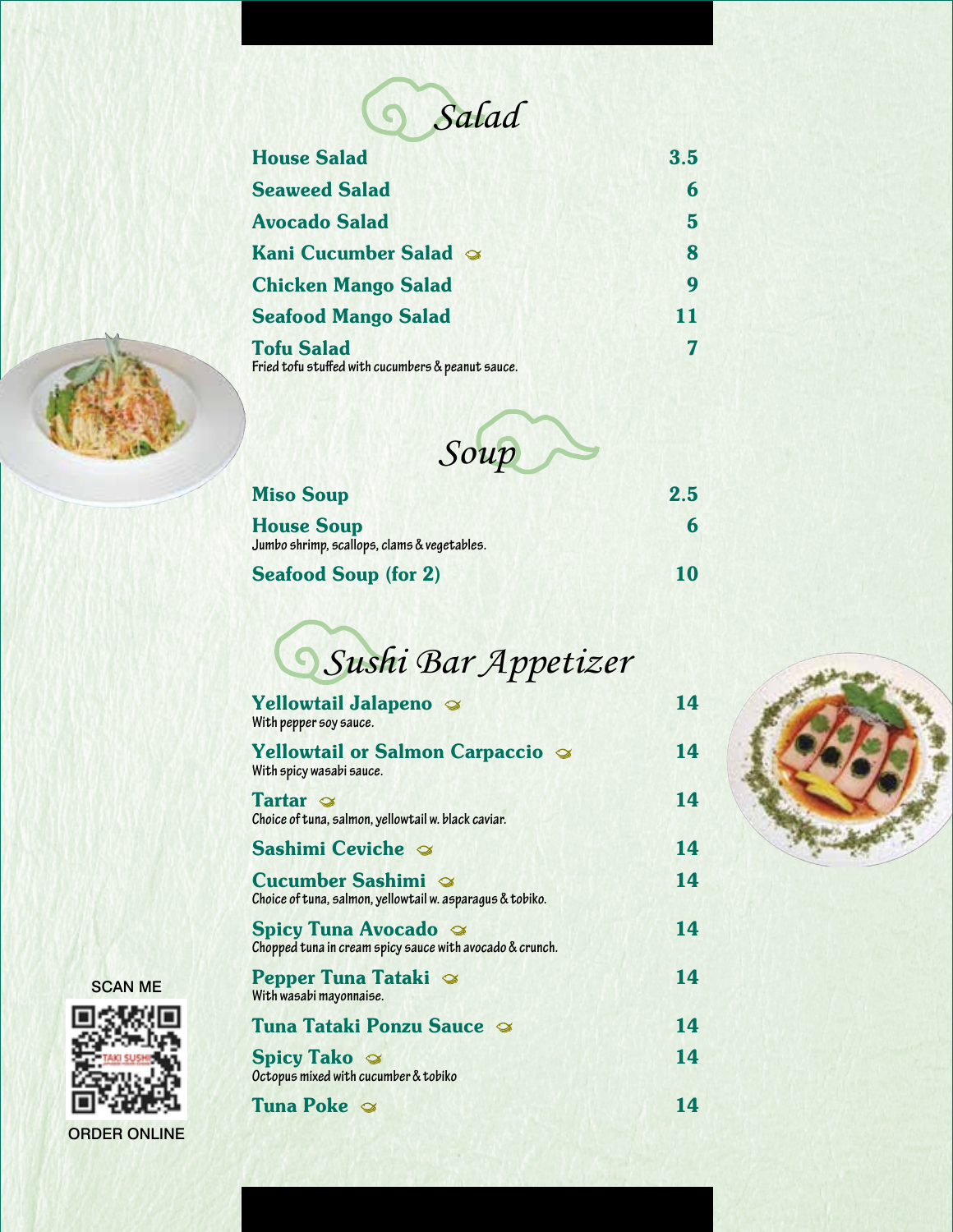## Salad

| Item | Price |
| --- | --- |
| **House Salad** | 3.5 |
| **Seaweed Salad** | 6 |
| **Avocado Salad** | 5 |
| **Kani Cucumber Salad** | 8 |
| **Chicken Mango Salad** | 9 |
| **Seafood Mango Salad** | 11 |
| **Tofu Salad**<br>Fried tofu stuffed with cucumbers & peanut sauce. | 7 |

## Soup

| Item | Price |
| --- | --- |
| **Miso Soup** | 2.5 |
| **House Soup**<br>Jumbo shrimp, scallops, clams & vegetables. | 6 |
| **Seafood Soup (for 2)** | 10 |

## Sushi Bar Appetizer

| Item | Price |
| --- | --- |
| **Yellowtail Jalapeno**<br>With pepper soy sauce. | 14 |
| **Yellowtail or Salmon Carpaccio**<br>With spicy wasabi sauce. | 14 |
| **Tartar**<br>Choice of tuna, salmon, yellowtail w. black caviar. | 14 |
| **Sashimi Ceviche** | 14 |
| **Cucumber Sashimi**<br>Choice of tuna, salmon, yellowtail w. asparagus & tobiko. | 14 |
| **Spicy Tuna Avocado**<br>Chopped tuna in cream spicy sauce with avocado & crunch. | 14 |
| **Pepper Tuna Tataki**<br>With wasabi mayonnaise. | 14 |
| **Tuna Tataki Ponzu Sauce** | 14 |
| **Spicy Tako**<br>Octopus mixed with cucumber & tobiko | 14 |
| **Tuna Poke** | 14 |

SCAN ME

ORDER ONLINE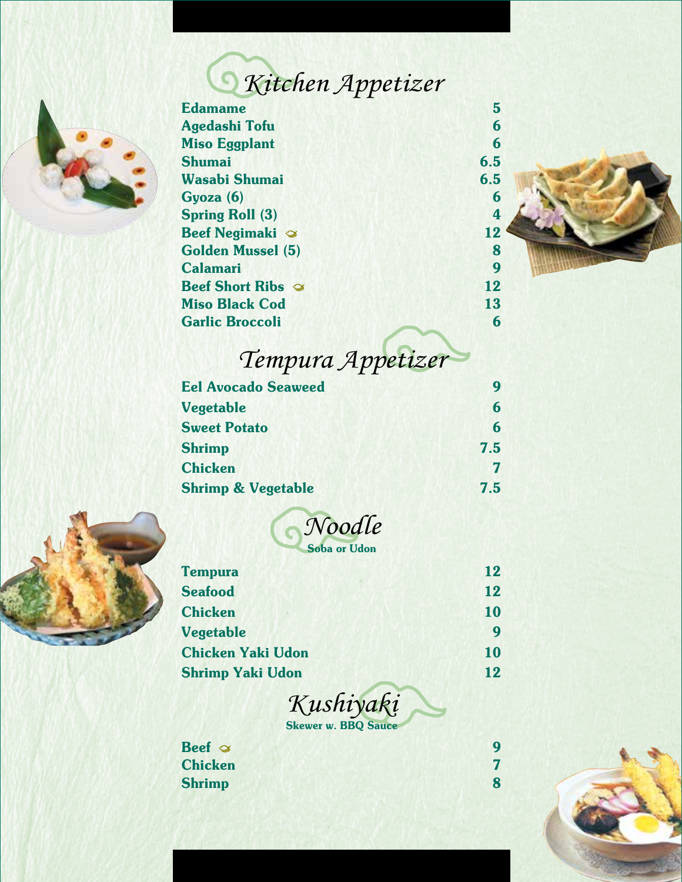## Kitchen Appetizer

| Item | Price |
|---|---|
| Edamame | 5 |
| Agedashi Tofu | 6 |
| Miso Eggplant | 6 |
| Shumai | 6.5 |
| Wasabi Shumai | 6.5 |
| Gyoza (6) | 6 |
| Spring Roll (3) | 4 |
| Beef Negimaki | 12 |
| Golden Mussel (5) | 8 |
| Calamari | 9 |
| Beef Short Ribs | 12 |
| Miso Black Cod | 13 |
| Garlic Broccoli | 6 |

## Tempura Appetizer

| Item | Price |
|---|---|
| Eel Avocado Seaweed | 9 |
| Vegetable | 6 |
| Sweet Potato | 6 |
| Shrimp | 7.5 |
| Chicken | 7 |
| Shrimp & Vegetable | 7.5 |

## Noodle

**Soba or Udon**

| Item | Price |
|---|---|
| Tempura | 12 |
| Seafood | 12 |
| Chicken | 10 |
| Vegetable | 9 |
| Chicken Yaki Udon | 10 |
| Shrimp Yaki Udon | 12 |

## Kushiyaki

**Skewer w. BBQ Sauce**

| Item | Price |
|---|---|
| Beef | 9 |
| Chicken | 7 |
| Shrimp | 8 |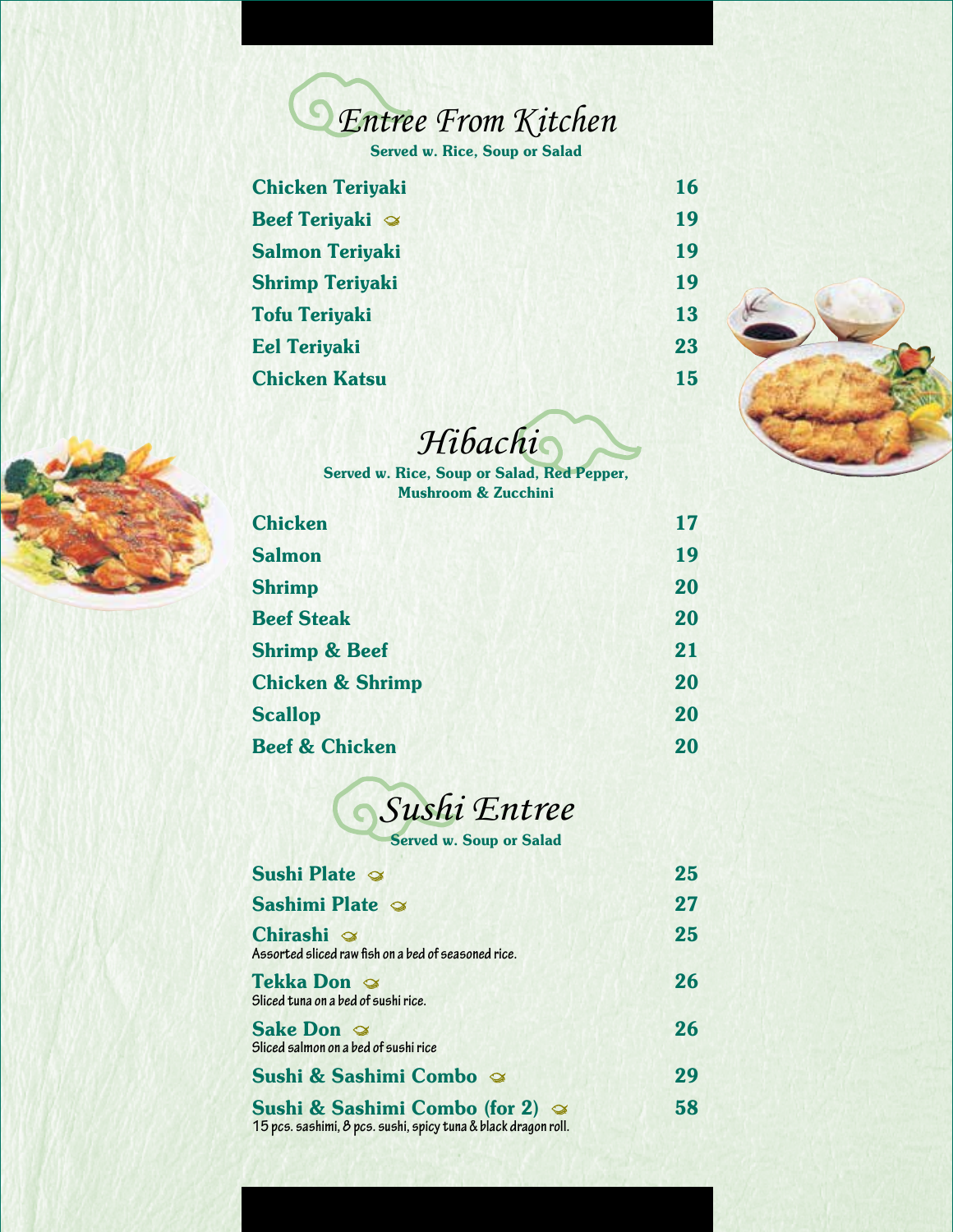## Entree From Kitchen

**Served w. Rice, Soup or Salad**

| Item | Price |
|---|---|
| Chicken Teriyaki | 16 |
| Beef Teriyaki | 19 |
| Salmon Teriyaki | 19 |
| Shrimp Teriyaki | 19 |
| Tofu Teriyaki | 13 |
| Eel Teriyaki | 23 |
| Chicken Katsu | 15 |

## Hibachi

**Served w. Rice, Soup or Salad, Red Pepper, Mushroom & Zucchini**

| Item | Price |
|---|---|
| Chicken | 17 |
| Salmon | 19 |
| Shrimp | 20 |
| Beef Steak | 20 |
| Shrimp & Beef | 21 |
| Chicken & Shrimp | 20 |
| Scallop | 20 |
| Beef & Chicken | 20 |

## Sushi Entree

**Served w. Soup or Salad**

| Item | Price |
|---|---|
| Sushi Plate | 25 |
| Sashimi Plate | 27 |
| Chirashi<br>Assorted sliced raw fish on a bed of seasoned rice. | 25 |
| Tekka Don<br>Sliced tuna on a bed of sushi rice. | 26 |
| Sake Don<br>Sliced salmon on a bed of sushi rice | 26 |
| Sushi & Sashimi Combo | 29 |
| Sushi & Sashimi Combo (for 2)<br>15 pcs. sashimi, 8 pcs. sushi, spicy tuna & black dragon roll. | 58 |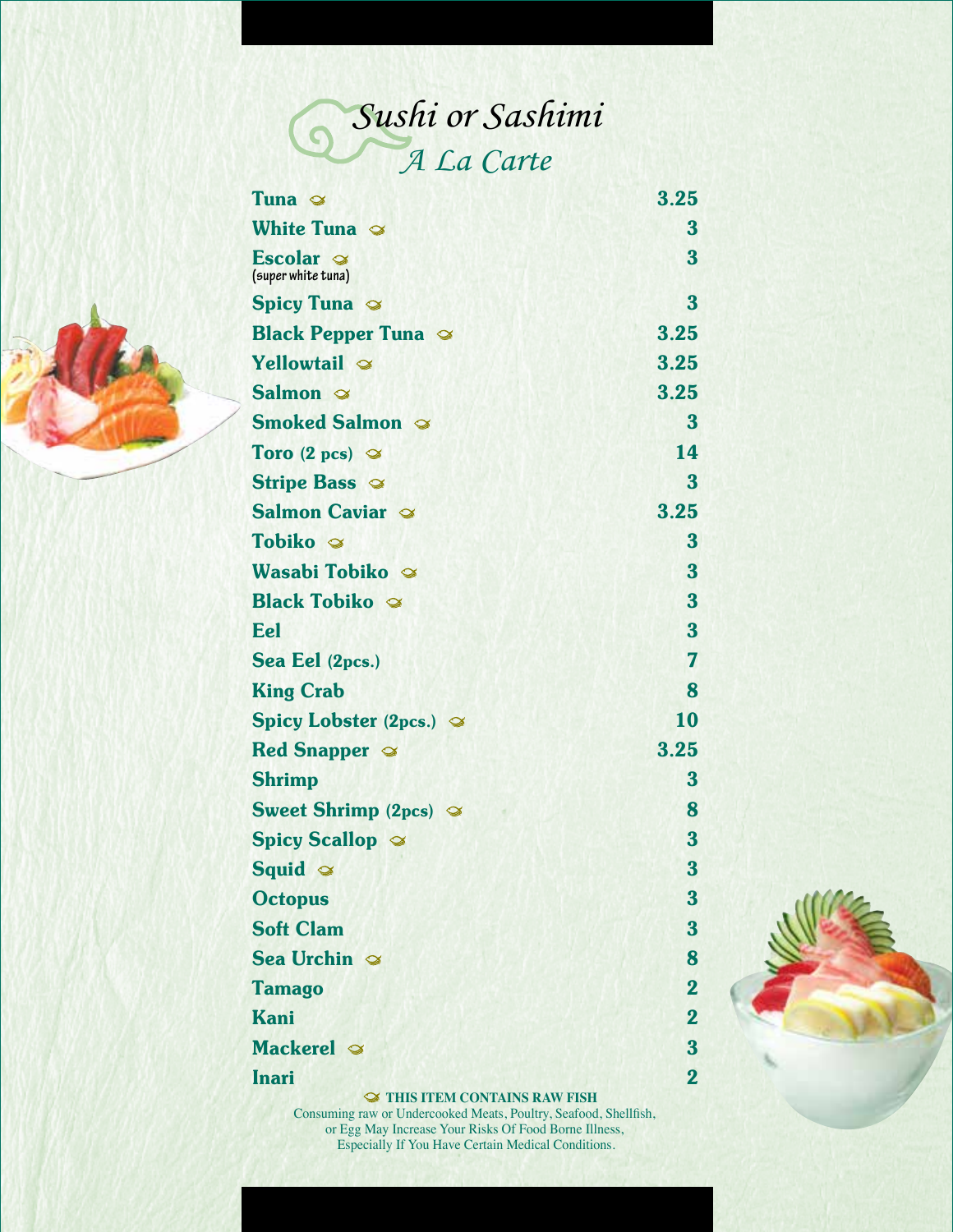# Sushi or Sashimi

## A La Carte

| Item | Price |
|---|---|
| **Tuna** 🐟 | 3.25 |
| **White Tuna** 🐟 | 3 |
| **Escolar** 🐟 (super white tuna) | 3 |
| **Spicy Tuna** 🐟 | 3 |
| **Black Pepper Tuna** 🐟 | 3.25 |
| **Yellowtail** 🐟 | 3.25 |
| **Salmon** 🐟 | 3.25 |
| **Smoked Salmon** 🐟 | 3 |
| **Toro (2 pcs)** 🐟 | 14 |
| **Stripe Bass** 🐟 | 3 |
| **Salmon Caviar** 🐟 | 3.25 |
| **Tobiko** 🐟 | 3 |
| **Wasabi Tobiko** 🐟 | 3 |
| **Black Tobiko** 🐟 | 3 |
| **Eel** | 3 |
| **Sea Eel (2pcs.)** | 7 |
| **King Crab** | 8 |
| **Spicy Lobster (2pcs.)** 🐟 | 10 |
| **Red Snapper** 🐟 | 3.25 |
| **Shrimp** | 3 |
| **Sweet Shrimp (2pcs)** 🐟 | 8 |
| **Spicy Scallop** 🐟 | 3 |
| **Squid** 🐟 | 3 |
| **Octopus** | 3 |
| **Soft Clam** | 3 |
| **Sea Urchin** 🐟 | 8 |
| **Tamago** | 2 |
| **Kani** | 2 |
| **Mackerel** 🐟 | 3 |
| **Inari** | 2 |

🐟 **THIS ITEM CONTAINS RAW FISH**

Consuming raw or Undercooked Meats, Poultry, Seafood, Shellfish, or Egg May Increase Your Risks Of Food Borne Illness, Especially If You Have Certain Medical Conditions.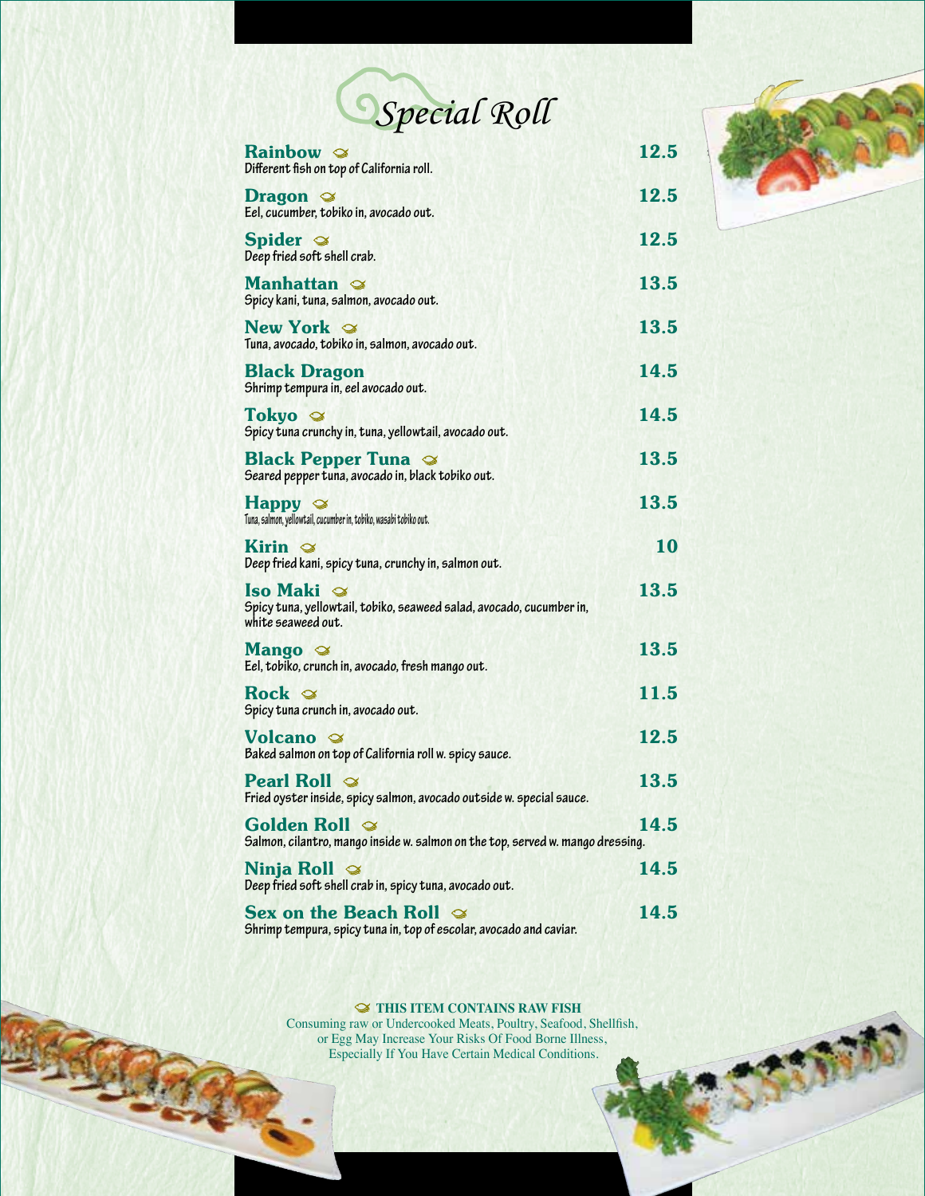# Special Roll

**Rainbow** 🐟 — **12.5**
Different fish on top of California roll.

**Dragon** 🐟 — **12.5**
Eel, cucumber, tobiko in, avocado out.

**Spider** 🐟 — **12.5**
Deep fried soft shell crab.

**Manhattan** 🐟 — **13.5**
Spicy kani, tuna, salmon, avocado out.

**New York** 🐟 — **13.5**
Tuna, avocado, tobiko in, salmon, avocado out.

**Black Dragon** — **14.5**
Shrimp tempura in, eel avocado out.

**Tokyo** 🐟 — **14.5**
Spicy tuna crunchy in, tuna, yellowtail, avocado out.

**Black Pepper Tuna** 🐟 — **13.5**
Seared pepper tuna, avocado in, black tobiko out.

**Happy** 🐟 — **13.5**
Tuna, salmon, yellowtail, cucumber in, tobiko, wasabi tobiko out.

**Kirin** 🐟 — **10**
Deep fried kani, spicy tuna, crunchy in, salmon out.

**Iso Maki** 🐟 — **13.5**
Spicy tuna, yellowtail, tobiko, seaweed salad, avocado, cucumber in, white seaweed out.

**Mango** 🐟 — **13.5**
Eel, tobiko, crunch in, avocado, fresh mango out.

**Rock** 🐟 — **11.5**
Spicy tuna crunch in, avocado out.

**Volcano** 🐟 — **12.5**
Baked salmon on top of California roll w. spicy sauce.

**Pearl Roll** 🐟 — **13.5**
Fried oyster inside, spicy salmon, avocado outside w. special sauce.

**Golden Roll** 🐟 — **14.5**
Salmon, cilantro, mango inside w. salmon on the top, served w. mango dressing.

**Ninja Roll** 🐟 — **14.5**
Deep fried soft shell crab in, spicy tuna, avocado out.

**Sex on the Beach Roll** 🐟 — **14.5**
Shrimp tempura, spicy tuna in, top of escolar, avocado and caviar.

🐟 **THIS ITEM CONTAINS RAW FISH**
Consuming raw or Undercooked Meats, Poultry, Seafood, Shellfish, or Egg May Increase Your Risks Of Food Borne Illness, Especially If You Have Certain Medical Conditions.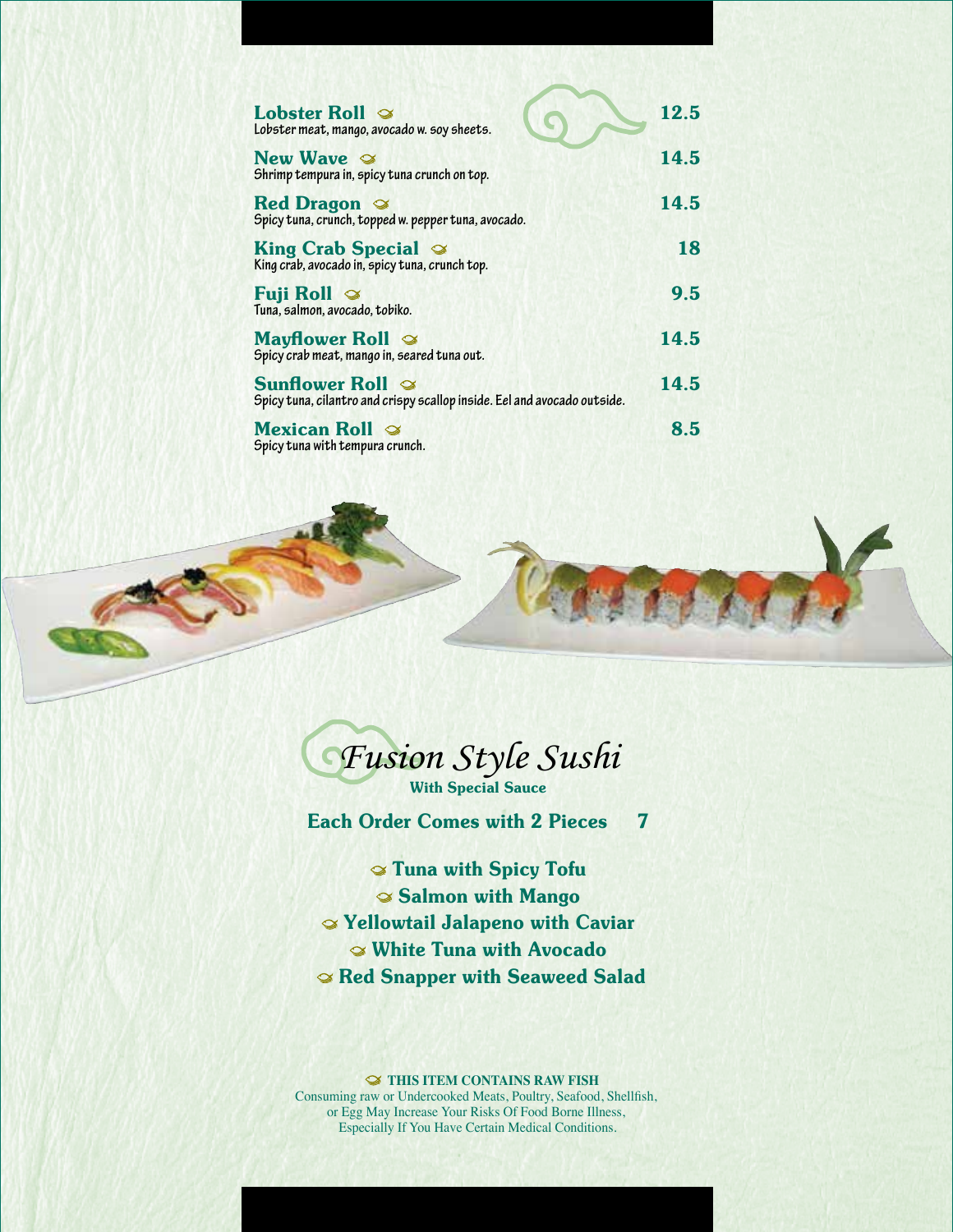**Lobster Roll** 🐟 **12.5**
Lobster meat, mango, avocado w. soy sheets.

**New Wave** 🐟 **14.5**
Shrimp tempura in, spicy tuna crunch on top.

**Red Dragon** 🐟 **14.5**
Spicy tuna, crunch, topped w. pepper tuna, avocado.

**King Crab Special** 🐟 **18**
King crab, avocado in, spicy tuna, crunch top.

**Fuji Roll** 🐟 **9.5**
Tuna, salmon, avocado, tobiko.

**Mayflower Roll** 🐟 **14.5**
Spicy crab meat, mango in, seared tuna out.

**Sunflower Roll** 🐟 **14.5**
Spicy tuna, cilantro and crispy scallop inside. Eel and avocado outside.

**Mexican Roll** 🐟 **8.5**
Spicy tuna with tempura crunch.

## *Fusion Style Sushi*

**With Special Sauce**

**Each Order Comes with 2 Pieces 7**

- 🐟 **Tuna with Spicy Tofu**
- 🐟 **Salmon with Mango**
- 🐟 **Yellowtail Jalapeno with Caviar**
- 🐟 **White Tuna with Avocado**
- 🐟 **Red Snapper with Seaweed Salad**

🐟 **THIS ITEM CONTAINS RAW FISH**
Consuming raw or Undercooked Meats, Poultry, Seafood, Shellfish, or Egg May Increase Your Risks Of Food Borne Illness, Especially If You Have Certain Medical Conditions.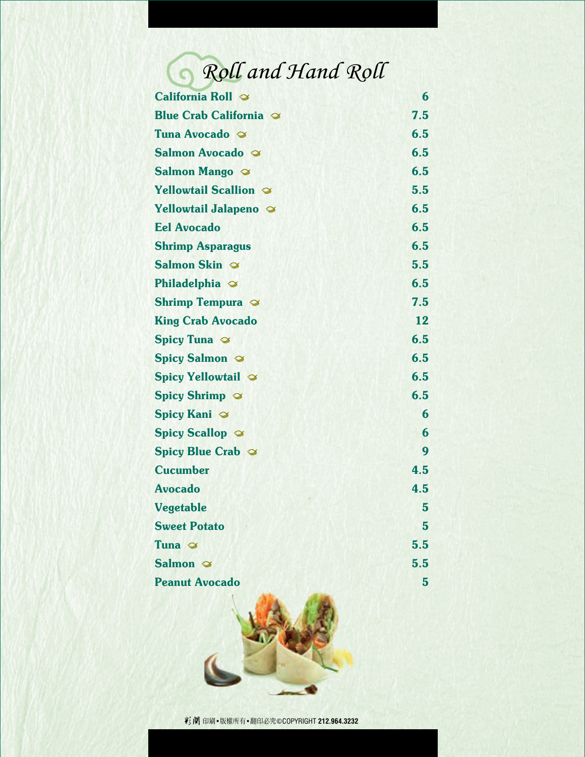# Roll and Hand Roll

| | |
|---|---|
| **California Roll** | **6** |
| **Blue Crab California** | **7.5** |
| **Tuna Avocado** | **6.5** |
| **Salmon Avocado** | **6.5** |
| **Salmon Mango** | **6.5** |
| **Yellowtail Scallion** | **5.5** |
| **Yellowtail Jalapeno** | **6.5** |
| **Eel Avocado** | **6.5** |
| **Shrimp Asparagus** | **6.5** |
| **Salmon Skin** | **5.5** |
| **Philadelphia** | **6.5** |
| **Shrimp Tempura** | **7.5** |
| **King Crab Avocado** | **12** |
| **Spicy Tuna** | **6.5** |
| **Spicy Salmon** | **6.5** |
| **Spicy Yellowtail** | **6.5** |
| **Spicy Shrimp** | **6.5** |
| **Spicy Kani** | **6** |
| **Spicy Scallop** | **6** |
| **Spicy Blue Crab** | **9** |
| **Cucumber** | **4.5** |
| **Avocado** | **4.5** |
| **Vegetable** | **5** |
| **Sweet Potato** | **5** |
| **Tuna** | **5.5** |
| **Salmon** | **5.5** |
| **Peanut Avocado** | **5** |

彩蘭 印刷•版權所有•翻印必究©COPYRIGHT 212.964.3232